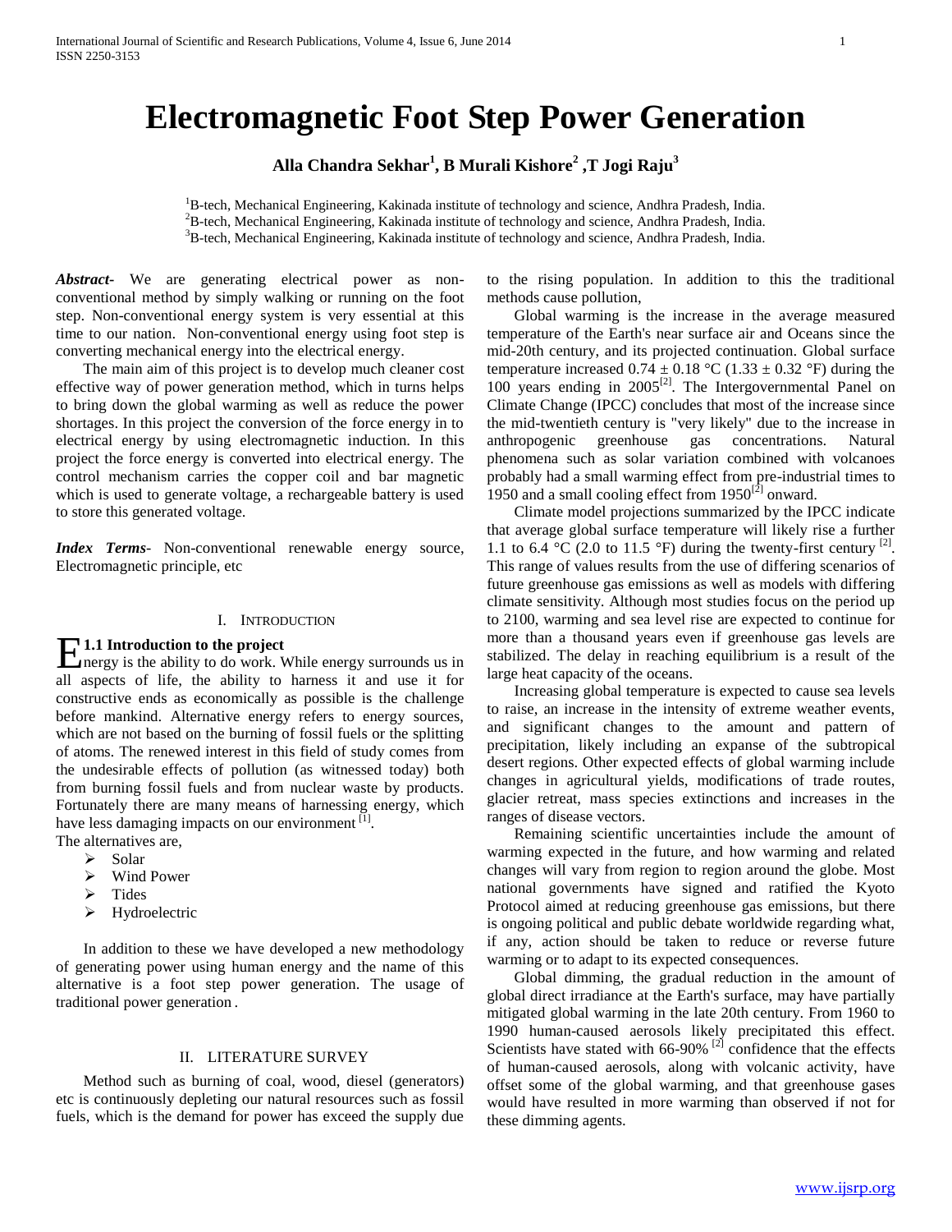# Electromagnetic Foot Step Power Generation

**Alla Chandra Sekhar[1], B Murali Kishore[2], T Jogi Raju[3]**

[1]B-tech, Mechanical Engineering, Kakinada institute of technology and science, Andhra Pradesh, India.
[2]B-tech, Mechanical Engineering, Kakinada institute of technology and science, Andhra Pradesh, India.
[3]B-tech, Mechanical Engineering, Kakinada institute of technology and science, Andhra Pradesh, India.

***Abstract***- We are generating electrical power as non-conventional method by simply walking or running on the foot step. Non-conventional energy system is very essential at this time to our nation. Non-conventional energy using foot step is converting mechanical energy into the electrical energy.

The main aim of this project is to develop much cleaner cost effective way of power generation method, which in turns helps to bring down the global warming as well as reduce the power shortages. In this project the conversion of the force energy in to electrical energy by using electromagnetic induction. In this project the force energy is converted into electrical energy. The control mechanism carries the copper coil and bar magnetic which is used to generate voltage, a rechargeable battery is used to store this generated voltage.

***Index Terms***- Non-conventional renewable energy source, Electromagnetic principle, etc

## I. Introduction

### 1.1 Introduction to the project

Energy is the ability to do work. While energy surrounds us in all aspects of life, the ability to harness it and use it for constructive ends as economically as possible is the challenge before mankind. Alternative energy refers to energy sources, which are not based on the burning of fossil fuels or the splitting of atoms. The renewed interest in this field of study comes from the undesirable effects of pollution (as witnessed today) both from burning fossil fuels and from nuclear waste by products. Fortunately there are many means of harnessing energy, which have less damaging impacts on our environment [1].

The alternatives are,

- Solar
- Wind Power
- Tides
- Hydroelectric

In addition to these we have developed a new methodology of generating power using human energy and the name of this alternative is a foot step power generation. The usage of traditional power generation.

## II. Literature Survey

Method such as burning of coal, wood, diesel (generators) etc is continuously depleting our natural resources such as fossil fuels, which is the demand for power has exceed the supply due to the rising population. In addition to this the traditional methods cause pollution,

Global warming is the increase in the average measured temperature of the Earth's near surface air and Oceans since the mid-20th century, and its projected continuation. Global surface temperature increased 0.74 ± 0.18 °C (1.33 ± 0.32 °F) during the 100 years ending in 2005[2]. The Intergovernmental Panel on Climate Change (IPCC) concludes that most of the increase since the mid-twentieth century is "very likely" due to the increase in anthropogenic greenhouse gas concentrations. Natural phenomena such as solar variation combined with volcanoes probably had a small warming effect from pre-industrial times to 1950 and a small cooling effect from 1950[2] onward.

Climate model projections summarized by the IPCC indicate that average global surface temperature will likely rise a further 1.1 to 6.4 °C (2.0 to 11.5 °F) during the twenty-first century [2]. This range of values results from the use of differing scenarios of future greenhouse gas emissions as well as models with differing climate sensitivity. Although most studies focus on the period up to 2100, warming and sea level rise are expected to continue for more than a thousand years even if greenhouse gas levels are stabilized. The delay in reaching equilibrium is a result of the large heat capacity of the oceans.

Increasing global temperature is expected to cause sea levels to raise, an increase in the intensity of extreme weather events, and significant changes to the amount and pattern of precipitation, likely including an expanse of the subtropical desert regions. Other expected effects of global warming include changes in agricultural yields, modifications of trade routes, glacier retreat, mass species extinctions and increases in the ranges of disease vectors.

Remaining scientific uncertainties include the amount of warming expected in the future, and how warming and related changes will vary from region to region around the globe. Most national governments have signed and ratified the Kyoto Protocol aimed at reducing greenhouse gas emissions, but there is ongoing political and public debate worldwide regarding what, if any, action should be taken to reduce or reverse future warming or to adapt to its expected consequences.

Global dimming, the gradual reduction in the amount of global direct irradiance at the Earth's surface, may have partially mitigated global warming in the late 20th century. From 1960 to 1990 human-caused aerosols likely precipitated this effect. Scientists have stated with 66-90% [2] confidence that the effects of human-caused aerosols, along with volcanic activity, have offset some of the global warming, and that greenhouse gases would have resulted in more warming than observed if not for these dimming agents.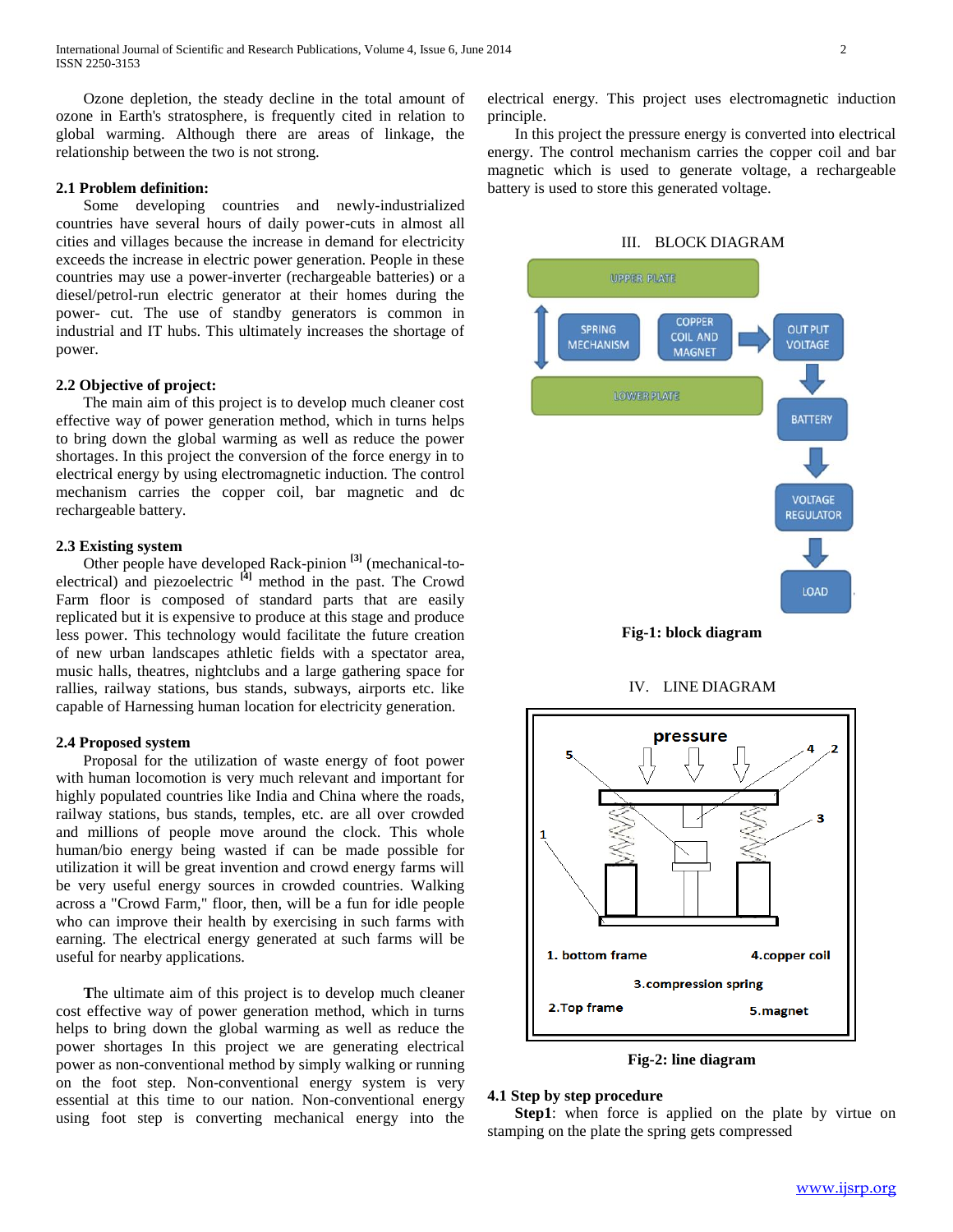Ozone depletion, the steady decline in the total amount of ozone in Earth's stratosphere, is frequently cited in relation to global warming. Although there are areas of linkage, the relationship between the two is not strong.

### 2.1 Problem definition:

Some developing countries and newly-industrialized countries have several hours of daily power-cuts in almost all cities and villages because the increase in demand for electricity exceeds the increase in electric power generation. People in these countries may use a power-inverter (rechargeable batteries) or a diesel/petrol-run electric generator at their homes during the power- cut. The use of standby generators is common in industrial and IT hubs. This ultimately increases the shortage of power.

### 2.2 Objective of project:

The main aim of this project is to develop much cleaner cost effective way of power generation method, which in turns helps to bring down the global warming as well as reduce the power shortages. In this project the conversion of the force energy in to electrical energy by using electromagnetic induction. The control mechanism carries the copper coil, bar magnetic and dc rechargeable battery.

### 2.3 Existing system

Other people have developed Rack-pinion [3] (mechanical-to-electrical) and piezoelectric [4] method in the past. The Crowd Farm floor is composed of standard parts that are easily replicated but it is expensive to produce at this stage and produce less power. This technology would facilitate the future creation of new urban landscapes athletic fields with a spectator area, music halls, theatres, nightclubs and a large gathering space for rallies, railway stations, bus stands, subways, airports etc. like capable of Harnessing human location for electricity generation.

### 2.4 Proposed system

Proposal for the utilization of waste energy of foot power with human locomotion is very much relevant and important for highly populated countries like India and China where the roads, railway stations, bus stands, temples, etc. are all over crowded and millions of people move around the clock. This whole human/bio energy being wasted if can be made possible for utilization it will be great invention and crowd energy farms will be very useful energy sources in crowded countries. Walking across a "Crowd Farm," floor, then, will be a fun for idle people who can improve their health by exercising in such farms with earning. The electrical energy generated at such farms will be useful for nearby applications.

The ultimate aim of this project is to develop much cleaner cost effective way of power generation method, which in turns helps to bring down the global warming as well as reduce the power shortages In this project we are generating electrical power as non-conventional method by simply walking or running on the foot step. Non-conventional energy system is very essential at this time to our nation. Non-conventional energy using foot step is converting mechanical energy into the electrical energy. This project uses electromagnetic induction principle.

In this project the pressure energy is converted into electrical energy. The control mechanism carries the copper coil and bar magnetic which is used to generate voltage, a rechargeable battery is used to store this generated voltage.

## III. BLOCK DIAGRAM

UPPER PLATE | SPRING MECHANISM | COPPER COIL AND MAGNET → OUT PUT VOLTAGE → BATTERY → VOLTAGE REGULATOR → LOAD | LOWER PLATE

**Fig-1: block diagram**

## IV. LINE DIAGRAM

pressure

1. bottom frame
2. Top frame
3. compression spring
4. copper coil
5. magnet

**Fig-2: line diagram**

### 4.1 Step by step procedure

**Step1**: when force is applied on the plate by virtue on stamping on the plate the spring gets compressed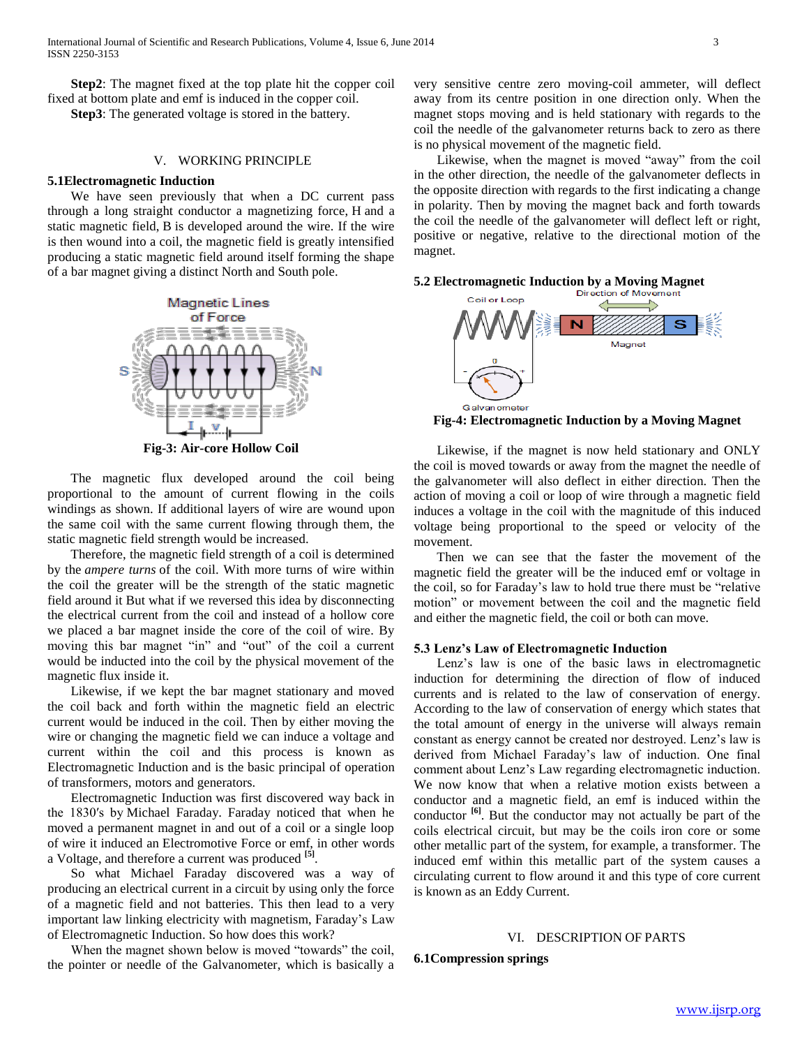**Step2**: The magnet fixed at the top plate hit the copper coil fixed at bottom plate and emf is induced in the copper coil.

**Step3**: The generated voltage is stored in the battery.

## V. WORKING PRINCIPLE

### 5.1Electromagnetic Induction

We have seen previously that when a DC current pass through a long straight conductor a magnetizing force, H and a static magnetic field, B is developed around the wire. If the wire is then wound into a coil, the magnetic field is greatly intensified producing a static magnetic field around itself forming the shape of a bar magnet giving a distinct North and South pole.

**Fig-3: Air-core Hollow Coil**

The magnetic flux developed around the coil being proportional to the amount of current flowing in the coils windings as shown. If additional layers of wire are wound upon the same coil with the same current flowing through them, the static magnetic field strength would be increased.

Therefore, the magnetic field strength of a coil is determined by the *ampere turns* of the coil. With more turns of wire within the coil the greater will be the strength of the static magnetic field around it But what if we reversed this idea by disconnecting the electrical current from the coil and instead of a hollow core we placed a bar magnet inside the core of the coil of wire. By moving this bar magnet "in" and "out" of the coil a current would be inducted into the coil by the physical movement of the magnetic flux inside it.

Likewise, if we kept the bar magnet stationary and moved the coil back and forth within the magnetic field an electric current would be induced in the coil. Then by either moving the wire or changing the magnetic field we can induce a voltage and current within the coil and this process is known as Electromagnetic Induction and is the basic principal of operation of transformers, motors and generators.

Electromagnetic Induction was first discovered way back in the 1830′s by Michael Faraday. Faraday noticed that when he moved a permanent magnet in and out of a coil or a single loop of wire it induced an Electromotive Force or emf, in other words a Voltage, and therefore a current was produced [5].

So what Michael Faraday discovered was a way of producing an electrical current in a circuit by using only the force of a magnetic field and not batteries. This then lead to a very important law linking electricity with magnetism, Faraday's Law of Electromagnetic Induction. So how does this work?

When the magnet shown below is moved "towards" the coil, the pointer or needle of the Galvanometer, which is basically a very sensitive centre zero moving-coil ammeter, will deflect away from its centre position in one direction only. When the magnet stops moving and is held stationary with regards to the coil the needle of the galvanometer returns back to zero as there is no physical movement of the magnetic field.

Likewise, when the magnet is moved "away" from the coil in the other direction, the needle of the galvanometer deflects in the opposite direction with regards to the first indicating a change in polarity. Then by moving the magnet back and forth towards the coil the needle of the galvanometer will deflect left or right, positive or negative, relative to the directional motion of the magnet.

### 5.2 Electromagnetic Induction by a Moving Magnet

**Fig-4: Electromagnetic Induction by a Moving Magnet**

Likewise, if the magnet is now held stationary and ONLY the coil is moved towards or away from the magnet the needle of the galvanometer will also deflect in either direction. Then the action of moving a coil or loop of wire through a magnetic field induces a voltage in the coil with the magnitude of this induced voltage being proportional to the speed or velocity of the movement.

Then we can see that the faster the movement of the magnetic field the greater will be the induced emf or voltage in the coil, so for Faraday's law to hold true there must be "relative motion" or movement between the coil and the magnetic field and either the magnetic field, the coil or both can move.

### 5.3 Lenz's Law of Electromagnetic Induction

Lenz's law is one of the basic laws in electromagnetic induction for determining the direction of flow of induced currents and is related to the law of conservation of energy. According to the law of conservation of energy which states that the total amount of energy in the universe will always remain constant as energy cannot be created nor destroyed. Lenz's law is derived from Michael Faraday's law of induction. One final comment about Lenz's Law regarding electromagnetic induction. We now know that when a relative motion exists between a conductor and a magnetic field, an emf is induced within the conductor [6]. But the conductor may not actually be part of the coils electrical circuit, but may be the coils iron core or some other metallic part of the system, for example, a transformer. The induced emf within this metallic part of the system causes a circulating current to flow around it and this type of core current is known as an Eddy Current.

## VI. DESCRIPTION OF PARTS

### 6.1Compression springs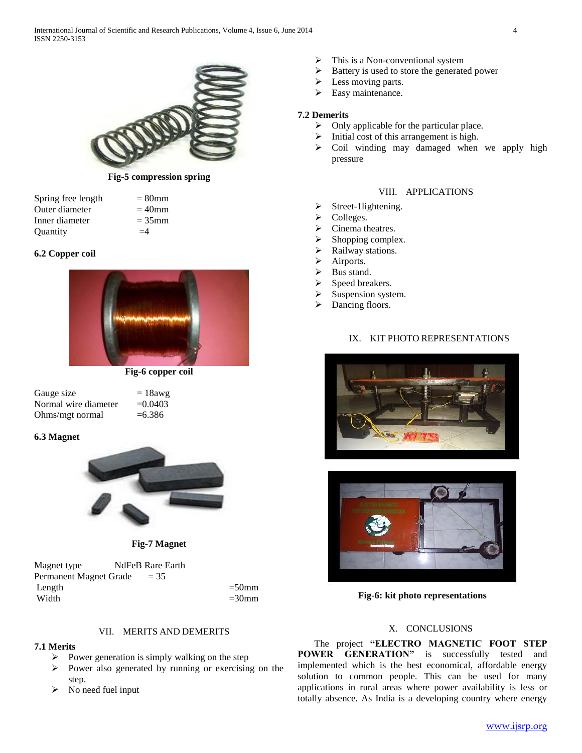Fig-5 compression spring

| | |
|---|---|
| Spring free length | = 80mm |
| Outer diameter | = 40mm |
| Inner diameter | = 35mm |
| Quantity | =4 |

### 6.2 Copper coil

Fig-6 copper coil

| | |
|---|---|
| Gauge size | = 18awg |
| Normal wire diameter | =0.0403 |
| Ohms/mgt normal | =6.386 |

### 6.3 Magnet

Fig-7 Magnet

| | |
|---|---|
| Magnet type | NdFeB Rare Earth |
| Permanent Magnet Grade | = 35 |
| Length | =50mm |
| Width | =30mm |

## VII. MERITS AND DEMERITS

### 7.1 Merits

- Power generation is simply walking on the step
- Power also generated by running or exercising on the step.
- No need fuel input
- This is a Non-conventional system
- Battery is used to store the generated power
- Less moving parts.
- Easy maintenance.

### 7.2 Demerits

- Only applicable for the particular place.
- Initial cost of this arrangement is high.
- Coil winding may damaged when we apply high pressure

## VIII. APPLICATIONS

- Street-1lightening.
- Colleges.
- Cinema theatres.
- Shopping complex.
- Railway stations.
- Airports.
- Bus stand.
- Speed breakers.
- Suspension system.
- Dancing floors.

## IX. KIT PHOTO REPRESENTATIONS

Fig-6: kit photo representations

## X. CONCLUSIONS

The project **"ELECTRO MAGNETIC FOOT STEP POWER GENERATION"** is successfully tested and implemented which is the best economical, affordable energy solution to common people. This can be used for many applications in rural areas where power availability is less or totally absence. As India is a developing country where energy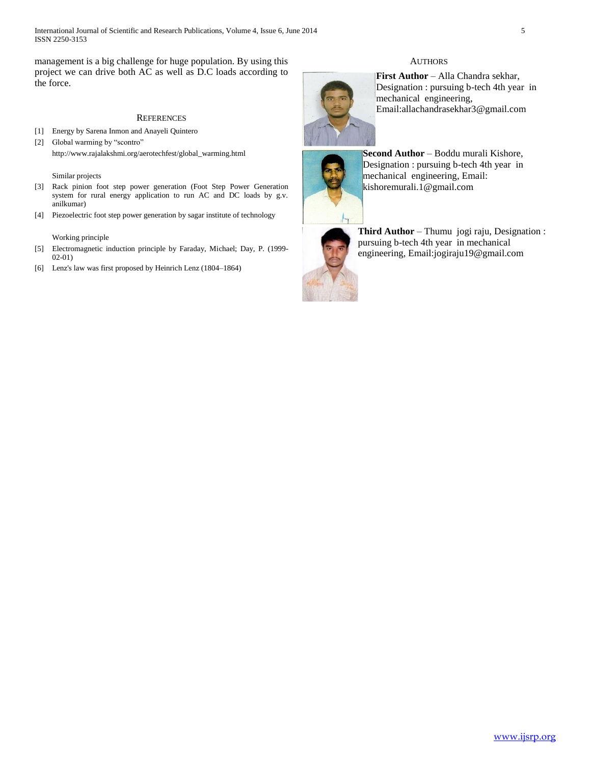management is a big challenge for huge population. By using this project we can drive both AC as well as D.C loads according to the force.

## REFERENCES

[1] Energy by Sarena Inmon and Anayeli Quintero

[2] Global warming by "scontro" http://www.rajalakshmi.org/aerotechfest/global_warming.html

Similar projects

[3] Rack pinion foot step power generation (Foot Step Power Generation system for rural energy application to run AC and DC loads by g.v. anilkumar)

[4] Piezoelectric foot step power generation by sagar institute of technology

Working principle

[5] Electromagnetic induction principle by Faraday, Michael; Day, P. (1999-02-01)

[6] Lenz's law was first proposed by Heinrich Lenz (1804–1864)

## AUTHORS

**First Author** – Alla Chandra sekhar, Designation : pursuing b-tech 4th year in mechanical engineering, Email:allachandrasekhar3@gmail.com

**Second Author** – Boddu murali Kishore, Designation : pursuing b-tech 4th year in mechanical engineering, Email: kishoremurali.1@gmail.com

**Third Author** – Thumu jogi raju, Designation : pursuing b-tech 4th year in mechanical engineering, Email:jogiraju19@gmail.com